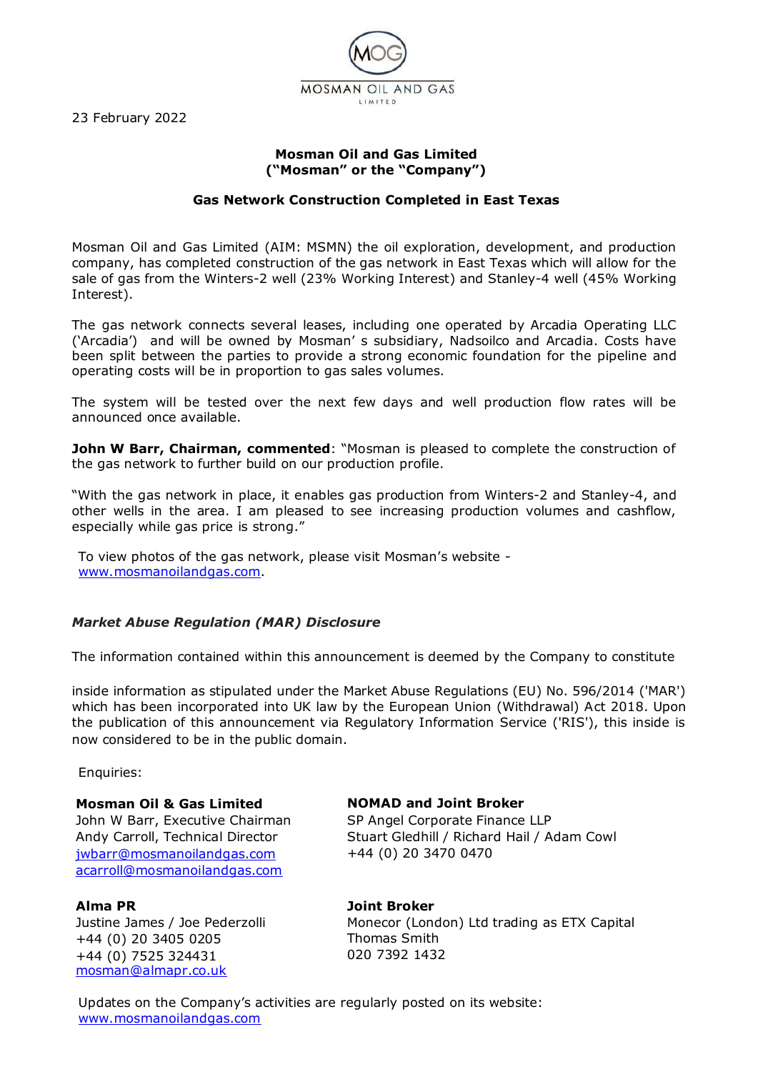MOSMAN OIL AND GAS LIMITED

23 February 2022

**Mosman Oil and Gas Limited**
**("Mosman" or the "Company")**

**Gas Network Construction Completed in East Texas**

Mosman Oil and Gas Limited (AIM: MSMN) the oil exploration, development, and production company, has completed construction of the gas network in East Texas which will allow for the sale of gas from the Winters-2 well (23% Working Interest) and Stanley-4 well (45% Working Interest).

The gas network connects several leases, including one operated by Arcadia Operating LLC ('Arcadia') and will be owned by Mosman' s subsidiary, Nadsoilco and Arcadia. Costs have been split between the parties to provide a strong economic foundation for the pipeline and operating costs will be in proportion to gas sales volumes.

The system will be tested over the next few days and well production flow rates will be announced once available.

**John W Barr, Chairman, commented**: "Mosman is pleased to complete the construction of the gas network to further build on our production profile.

"With the gas network in place, it enables gas production from Winters-2 and Stanley-4, and other wells in the area. I am pleased to see increasing production volumes and cashflow, especially while gas price is strong."

To view photos of the gas network, please visit Mosman's website - www.mosmanoilandgas.com.

***Market Abuse Regulation (MAR) Disclosure***

The information contained within this announcement is deemed by the Company to constitute inside information as stipulated under the Market Abuse Regulations (EU) No. 596/2014 ('MAR') which has been incorporated into UK law by the European Union (Withdrawal) Act 2018. Upon the publication of this announcement via Regulatory Information Service ('RIS'), this inside is now considered to be in the public domain.

Enquiries:

**Mosman Oil & Gas Limited**
John W Barr, Executive Chairman
Andy Carroll, Technical Director
jwbarr@mosmanoilandgas.com
acarroll@mosmanoilandgas.com

**NOMAD and Joint Broker**
SP Angel Corporate Finance LLP
Stuart Gledhill / Richard Hail / Adam Cowl
+44 (0) 20 3470 0470

**Alma PR**
Justine James / Joe Pederzolli
+44 (0) 20 3405 0205
+44 (0) 7525 324431
mosman@almapr.co.uk

**Joint Broker**
Monecor (London) Ltd trading as ETX Capital
Thomas Smith
020 7392 1432

Updates on the Company's activities are regularly posted on its website: www.mosmanoilandgas.com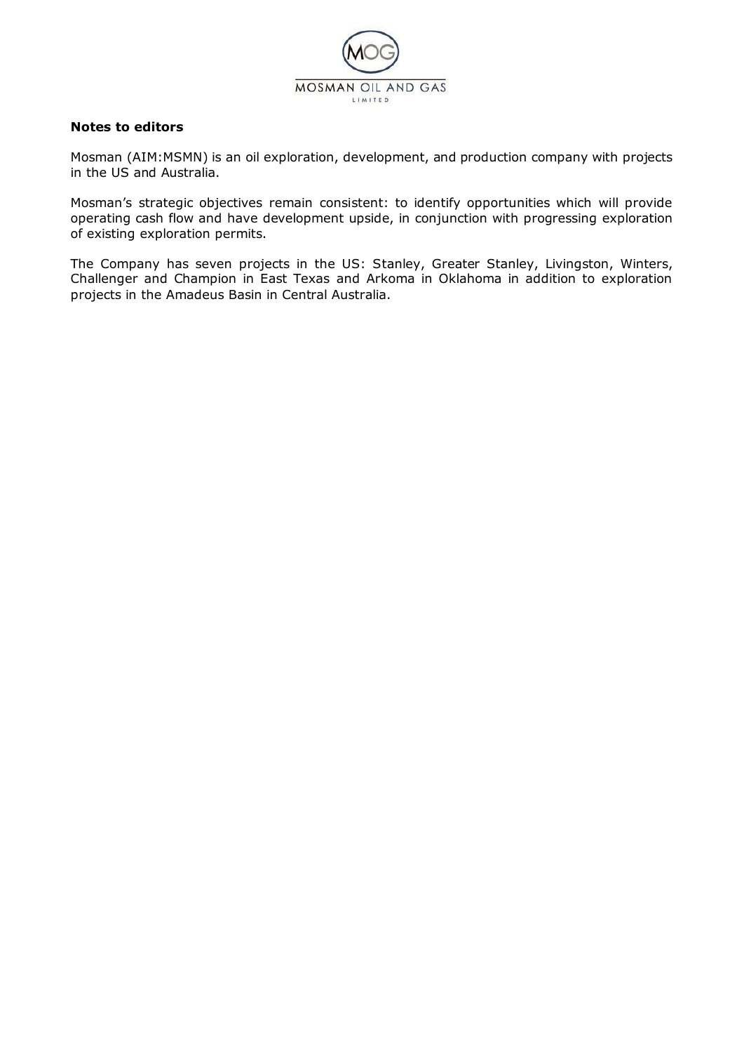**Notes to editors**

Mosman (AIM:MSMN) is an oil exploration, development, and production company with projects in the US and Australia.

Mosman's strategic objectives remain consistent: to identify opportunities which will provide operating cash flow and have development upside, in conjunction with progressing exploration of existing exploration permits.

The Company has seven projects in the US: Stanley, Greater Stanley, Livingston, Winters, Challenger and Champion in East Texas and Arkoma in Oklahoma in addition to exploration projects in the Amadeus Basin in Central Australia.